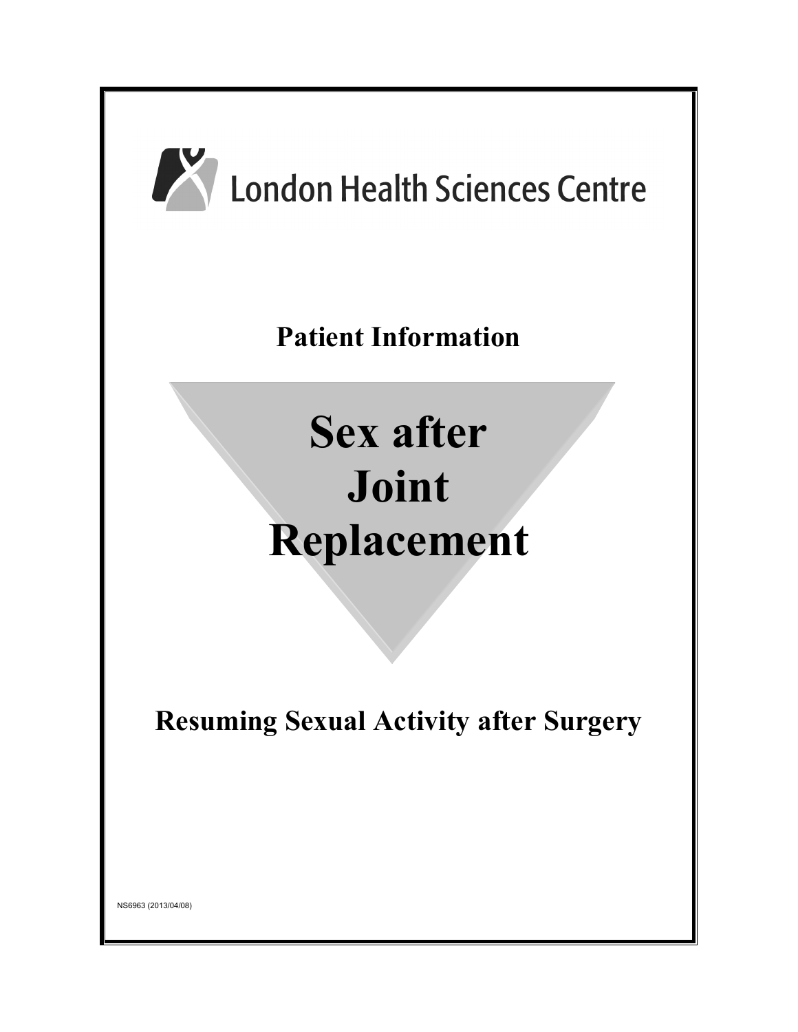London Health Sciences Centre

**Patient Information**

# Sex after Joint Replacement

## Resuming Sexual Activity after Surgery

NS6963 (2013/04/08)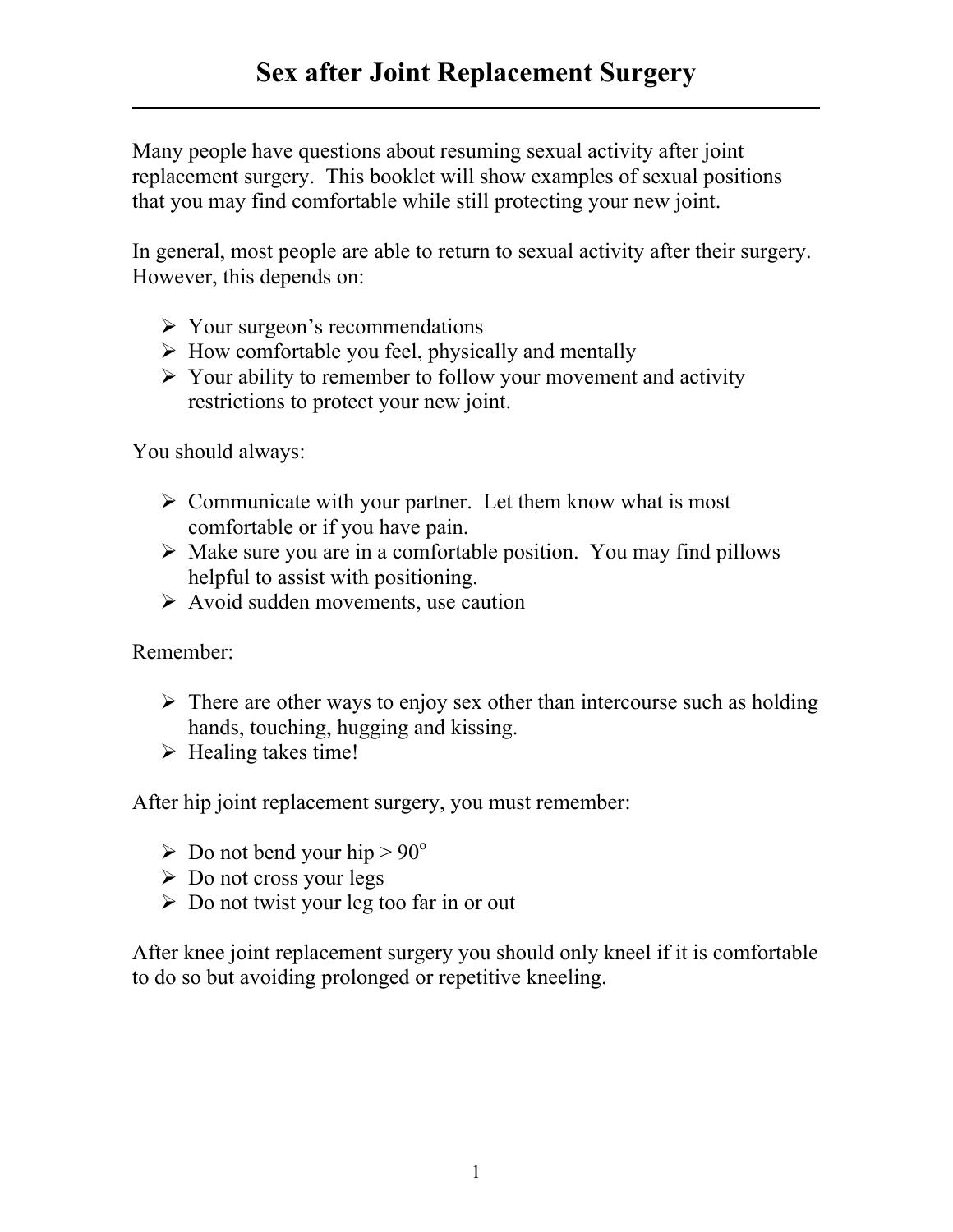# Sex after Joint Replacement Surgery

Many people have questions about resuming sexual activity after joint replacement surgery. This booklet will show examples of sexual positions that you may find comfortable while still protecting your new joint.

In general, most people are able to return to sexual activity after their surgery. However, this depends on:

- Your surgeon's recommendations
- How comfortable you feel, physically and mentally
- Your ability to remember to follow your movement and activity restrictions to protect your new joint.

You should always:

- Communicate with your partner. Let them know what is most comfortable or if you have pain.
- Make sure you are in a comfortable position. You may find pillows helpful to assist with positioning.
- Avoid sudden movements, use caution

Remember:

- There are other ways to enjoy sex other than intercourse such as holding hands, touching, hugging and kissing.
- Healing takes time!

After hip joint replacement surgery, you must remember:

- Do not bend your hip $> 90^o$
- Do not cross your legs
- Do not twist your leg too far in or out

After knee joint replacement surgery you should only kneel if it is comfortable to do so but avoiding prolonged or repetitive kneeling.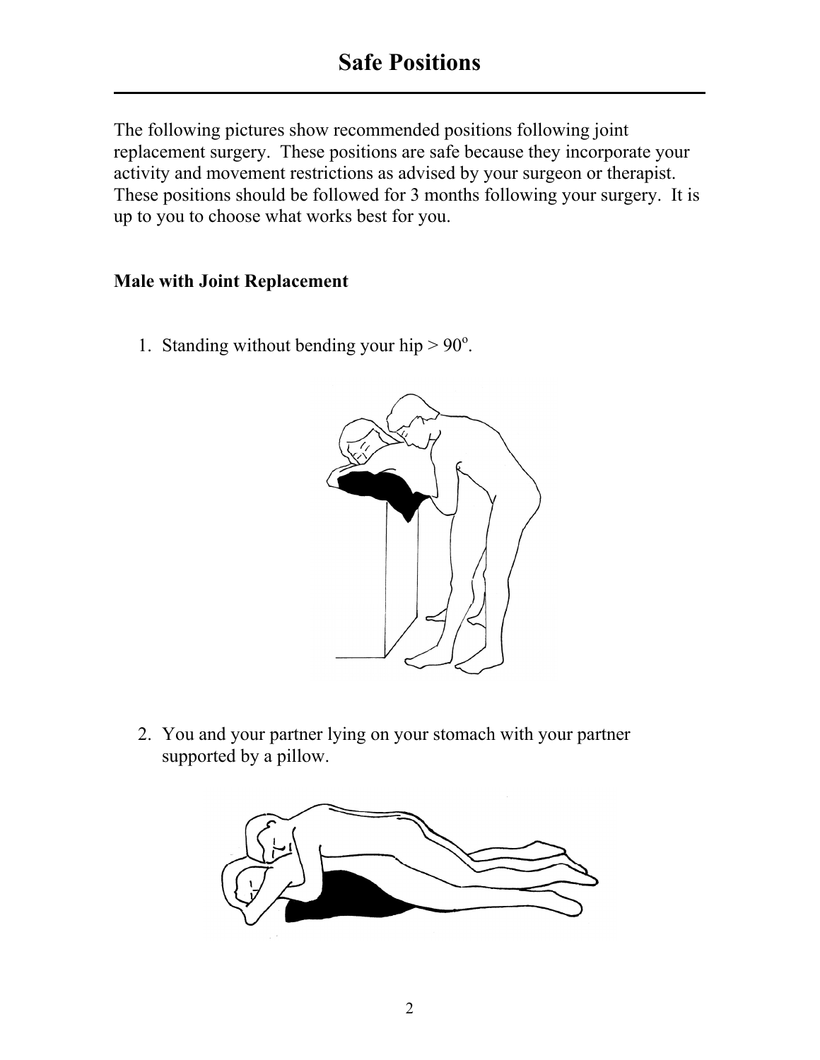# Safe Positions

The following pictures show recommended positions following joint replacement surgery. These positions are safe because they incorporate your activity and movement restrictions as advised by your surgeon or therapist. These positions should be followed for 3 months following your surgery. It is up to you to choose what works best for you.

**Male with Joint Replacement**

1. Standing without bending your hip > 90$^{o}$.

2. You and your partner lying on your stomach with your partner supported by a pillow.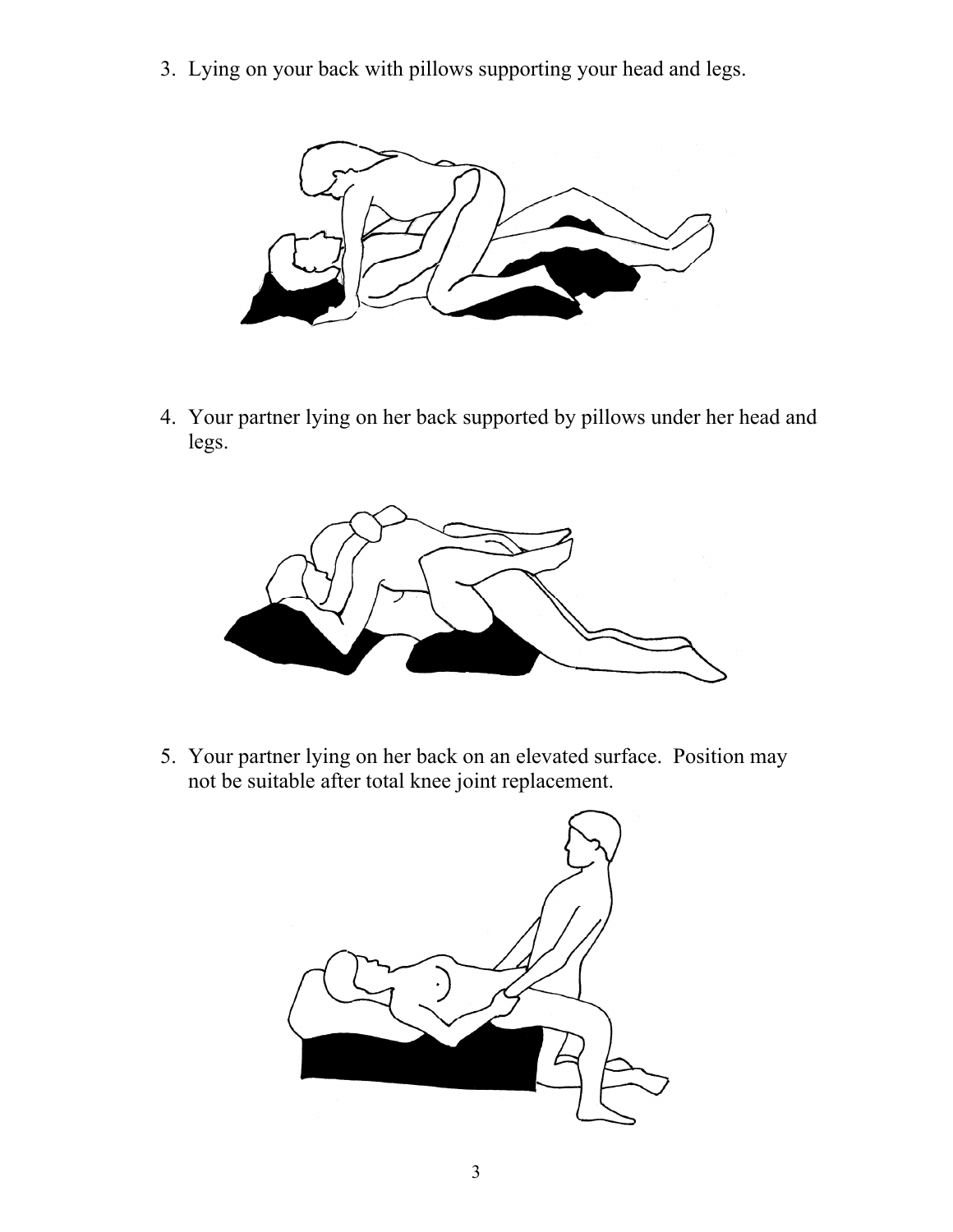3. Lying on your back with pillows supporting your head and legs.

4. Your partner lying on her back supported by pillows under her head and legs.

5. Your partner lying on her back on an elevated surface. Position may not be suitable after total knee joint replacement.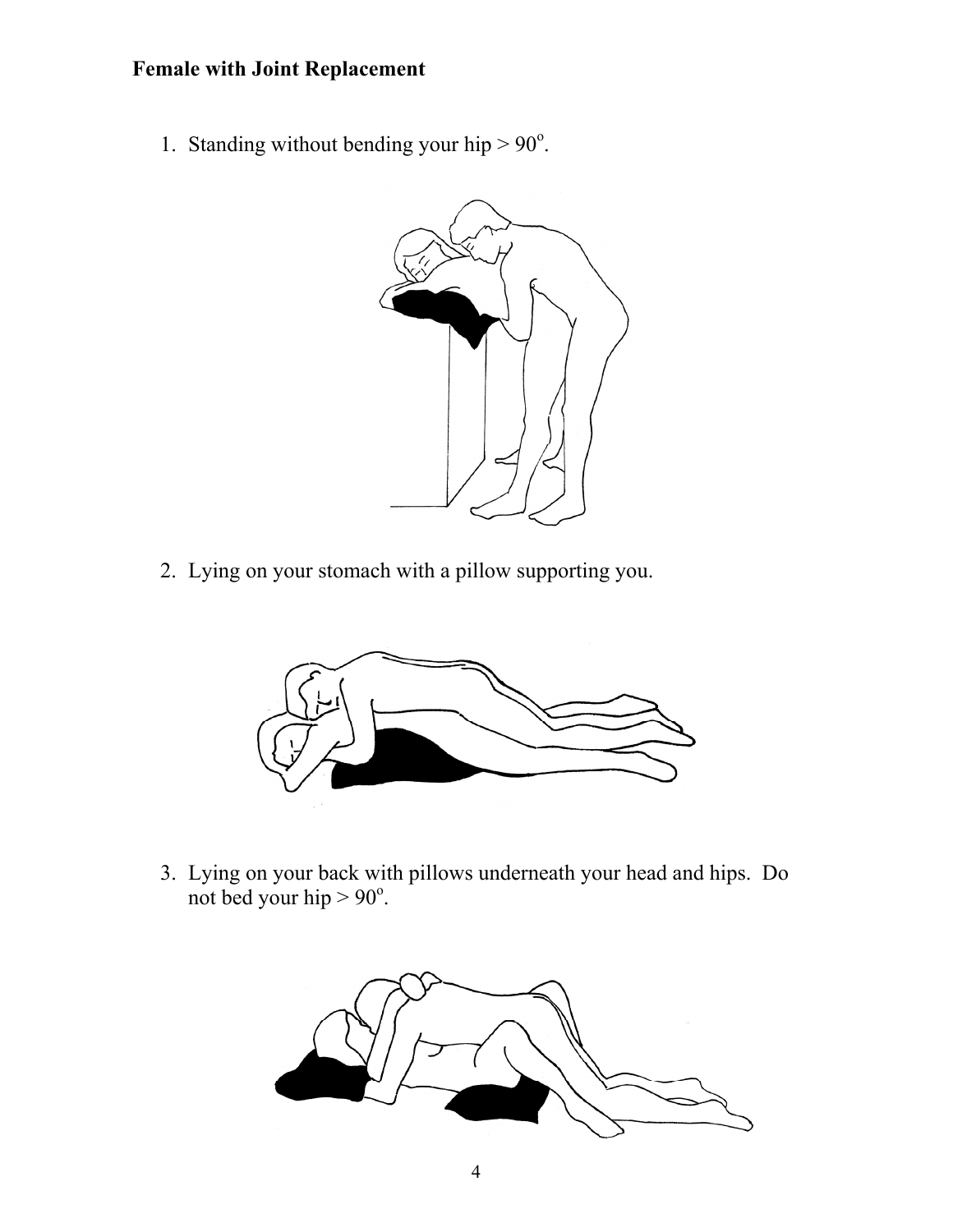**Female with Joint Replacement**

1. Standing without bending your hip > 90$^o$.

2. Lying on your stomach with a pillow supporting you.

3. Lying on your back with pillows underneath your head and hips. Do not bed your hip > 90$^o$.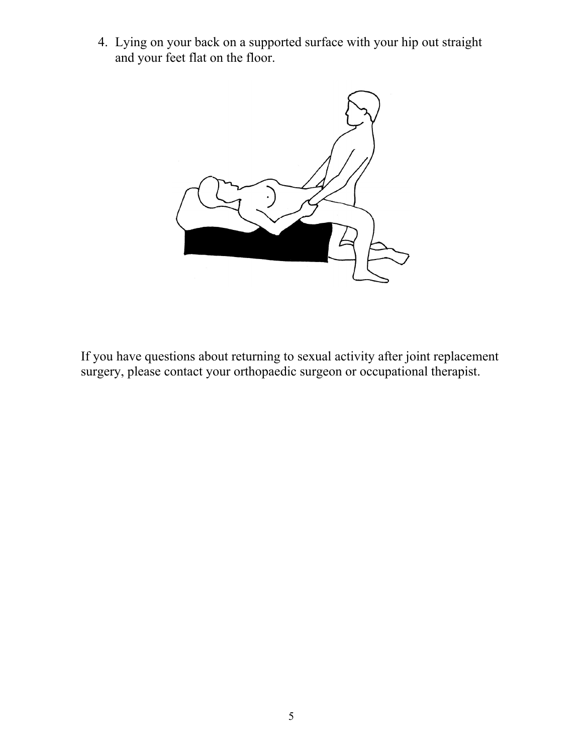4. Lying on your back on a supported surface with your hip out straight and your feet flat on the floor.

If you have questions about returning to sexual activity after joint replacement surgery, please contact your orthopaedic surgeon or occupational therapist.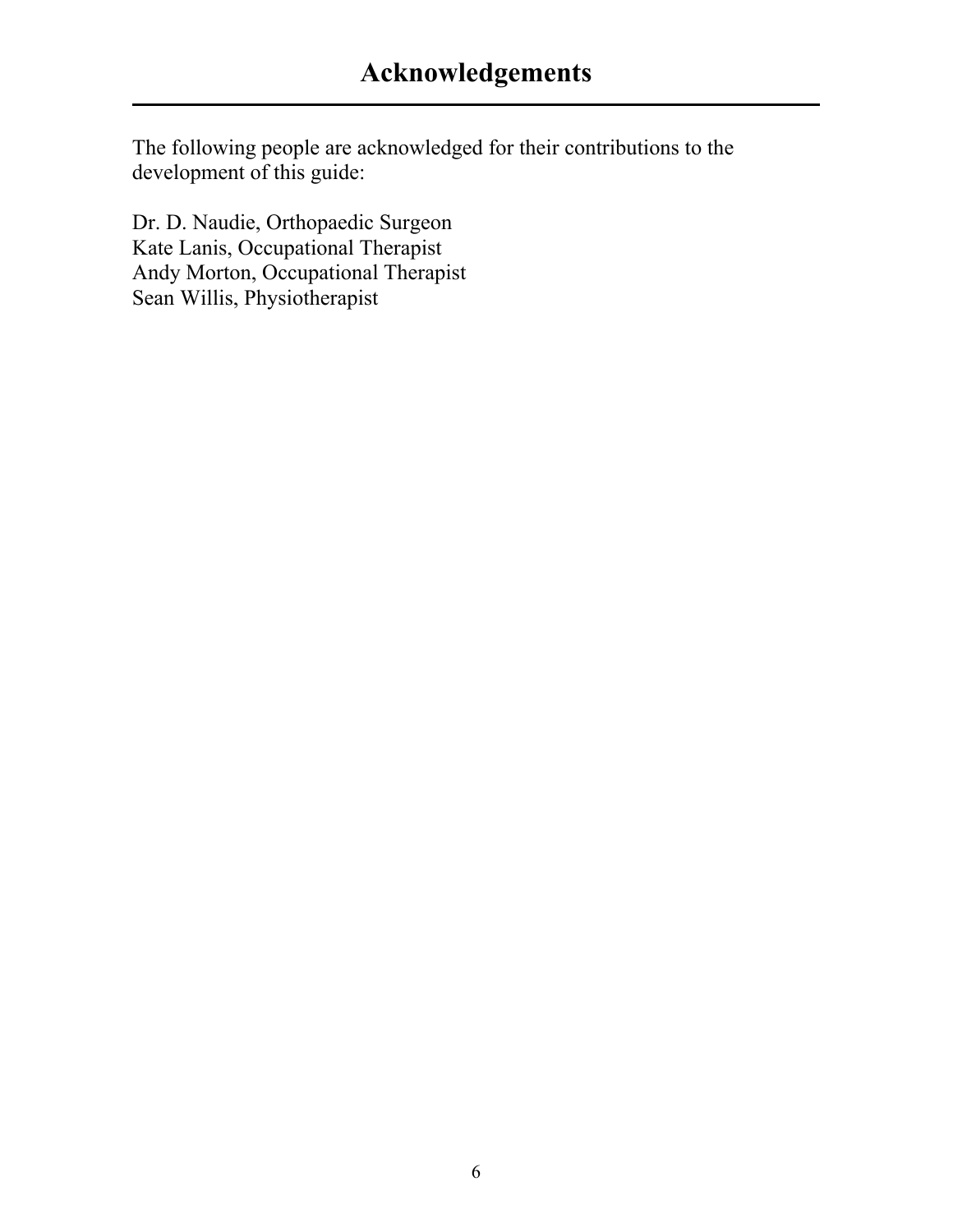# Acknowledgements

The following people are acknowledged for their contributions to the development of this guide:

Dr. D. Naudie, Orthopaedic Surgeon
Kate Lanis, Occupational Therapist
Andy Morton, Occupational Therapist
Sean Willis, Physiotherapist